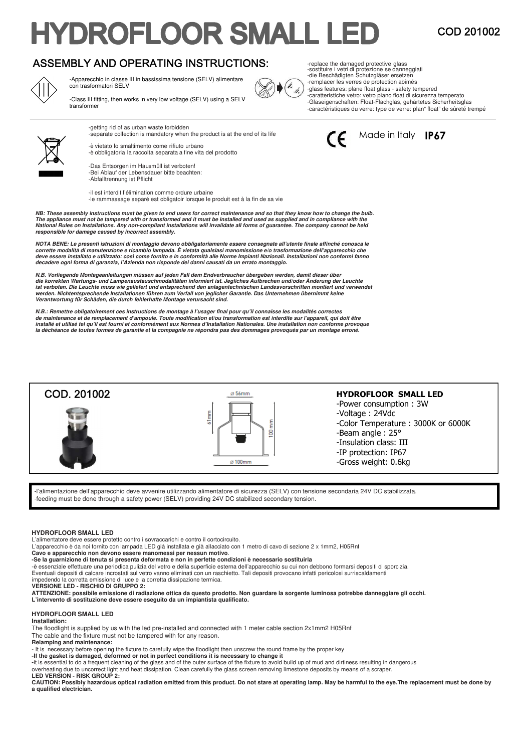# HYDROFLOOR SMALL LED

COD 201002

## ASSEMBLY AND OPERATING INSTRUCTIONS:

-Apparecchio in classe III in bassissima tensione (SELV) alimentare con trasformatori SELV

-Class III fitting, then works in very low voltage (SELV) using a SELV transformer

-replace the damaged protective glass
-sostituire i vetri di protezione se danneggiati
-die Beschädigten Schutzgläser ersetzen
-remplacer les verres de protection abimés
-glass features: plane float glass - safety tempered
-caratteristiche vetro: vetro piano float di sicurezza temperato
-Glaseigenschaften: Float-Flachglas, gehärtetes Sicherheitsglas
-caractéristiques du verre: type de verre: plan" float" de sûreté trempé

-getting rid of as urban waste forbidden
-separate collection is mandatory when the product is at the end of its life

-è vietato lo smaltimento come rifiuto urbano
-è obbligatoria la raccolta separata a fine vita del prodotto

-Das Entsorgen im Hausmüll ist verboten!
-Bei Ablauf der Lebensdauer bitte beachten:
-Abfalltrennung ist Pflicht

-il est interdit l'élimination comme ordure urbaine
-le rammassage separé est obligatoir lorsque le produit est à la fin de sa vie

CE Made in Italy **IP67**

***NB: These assembly instructions must be given to end users for correct maintenance and so that they know how to change the bulb. The appliance must not be tampered with or transformed and it must be installed and used as supplied and in compliance with the National Rules on Installations. Any non-compliant installations will invalidate all forms of guarantee. The company cannot be held responsible for damage caused by incorrect assembly.***

***NOTA BENE: Le presenti istruzioni di montaggio devono obbligatoriamente essere consegnate all'utente finale affinché conosca le corrette modalità di manutenzione e ricambio lampada. È vietata qualsiasi manomissione e/o trasformazione dell'apparecchio che deve essere installato e utilizzato: così come fornito e in conformità alle Norme Impianti Nazionali. Installazioni non conformi fanno decadere ogni forma di garanzia, l'Azienda non risponde dei danni causati da un errato montaggio.***

***N.B. Vorliegende Montageanleitungen müssen auf jeden Fall dem Endverbraucher übergeben werden, damit dieser über die korrekten Wartungs- und Lampenaustauschmodalitäten informiert ist. Jegliches Aufbrechen und/oder Änderung der Leuchte ist verboten. Die Leuchte muss wie geliefert und entsprechend den anlagentechnischen Landesvorschriften montiert und verwendet werden. Nichtentsprechende Installationen führen zum Verfall von jeglicher Garantie. Das Unternehmen übernimmt keine Verantwortung für Schäden, die durch fehlerhafte Montage verursacht sind.***

***N.B.: Remettre obligatoirement ces instructions de montage à l'usager final pour qu'il connaisse les modalités correctes de maintenance et de remplacement d'ampoule. Toute modification et/ou transformation est interdite sur l'appareil, qui doit être installé et utilisé tel qu'il est fourni et conformément aux Normes d'Installation Nationales. Une installation non conforme provoque la déchéance de toutes formes de garantie et la compagnie ne répondra pas des dommages provoqués par un montage erroné.***

## COD. 201002

ø 56mm — 61mm — 100 mm — ø 100mm

**HYDROFLOOR SMALL LED**
- Power consumption : 3W
- Voltage : 24Vdc
- Color Temperature : 3000K or 6000K
- Beam angle : 25°
- Insulation class: III
- IP protection: IP67
- Gross weight: 0.6kg

-l'alimentazione dell'apparecchio deve avvenire utilizzando alimentatore di sicurezza (SELV) con tensione secondaria 24V DC stabilizzata.
-feeding must be done through a safety power (SELV) providing 24V DC stabilized secondary tension.

**HYDROFLOOR SMALL LED**

L'alimentatore deve essere protetto contro i sovraccarichi e contro il cortocircuito.
L'apparecchio è da noi fornito con lampada LED già installata e già allacciato con 1 metro di cavo di sezione 2 x 1mm2, H05Rnf
**Cavo e apparecchio non devono essere manomessi per nessun motivo**.
**-Se la guarnizione di tenuta si presenta deformata e non in perfette condizioni è necessario sostituirla**
-è essenziale effettuare una periodica pulizia del vetro e della superficie esterna dell'apparecchio su cui non debbono formarsi depositi di sporcizia.
Eventuali depositi di calcare incrostati sul vetro vanno eliminati con un raschietto. Tali depositi provocano infatti pericolosi surriscaldamenti impedendo la corretta emissione di luce e la corretta dissipazione termica.
**VERSIONE LED - RISCHIO DI GRUPPO 2:**
**ATTENZIONE: possibile emissione di radiazione ottica da questo prodotto. Non guardare la sorgente luminosa potrebbe danneggiare gli occhi.**
**L'intervento di sostituzione deve essere eseguito da un impiantista qualificato.**

**HYDROFLOOR SMALL LED**
**Installation:**
The floodlight is supplied by us with the led pre-installed and connected with 1 meter cable section 2x1mm2 H05Rnf
The cable and the fixture must not be tampered with for any reason.
**Relamping and maintenance:**
- It is necessary before opening the fixture to carefully wipe the floodlight then unscrew the round frame by the proper key
**-If the gasket is damaged, deformed or not in perfect conditions it is necessary to change it**
**-**it is essential to do a frequent cleaning of the glass and of the outer surface of the fixture to avoid build up of mud and dirtiness resulting in dangerous overheating due to uncorrect light and heat dissipation. Clean carefully the glass screen removing limestone deposits by means of a scraper.
**LED VERSION - RISK GROUP 2:**
**CAUTION: Possibly hazardous optical radiation emitted from this product. Do not stare at operating lamp. May be harmful to the eye.The replacement must be done by a qualified electrician.**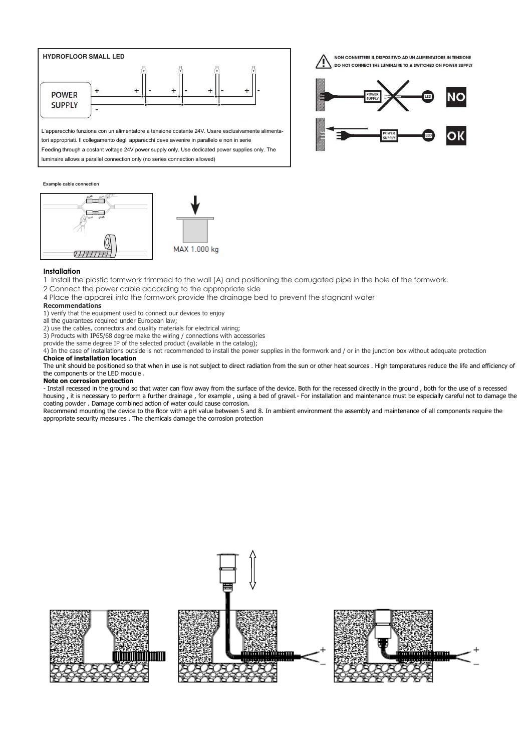**HYDROFLOOR SMALL LED**

POWER SUPPLY

L'apparecchio funziona con un alimentatore a tensione costante 24V. Usare esclusivamente alimentatori appropriati. Il collegamento degli apparecchi deve avvenire in parallelo e non in serie

Feeding through a costant voltage 24V power supply only. Use dedicated power supplies only. The luminaire allows a parallel connection only (no series connection allowed)

NON CONNETTERE IL DISPOSITIVO AD UN ALIMENTATORE IN TENSIONE

DO NOT CONNECT THE LUMINAIRE TO A SWITCHED ON POWER SUPPLY

NO

OK

Example cable connection

MAX 1.000 kg

### Installation

1 Install the plastic formwork trimmed to the wall (A) and positioning the corrugated pipe in the hole of the formwork.

2 Connect the power cable according to the appropriate side

4 Place the appareil into the formwork provide the drainage bed to prevent the stagnant water

**Recommendations**

1) verify that the equipment used to connect our devices to enjoy all the guarantees required under European law;

2) use the cables, connectors and quality materials for electrical wiring;

3) Products with IP65/68 degree make the wiring / connections with accessories provide the same degree IP of the selected product (available in the catalog);

4) In the case of installations outside is not recommended to install the power supplies in the formwork and / or in the junction box without adequate protection

**Choice of installation location**

The unit should be positioned so that when in use is not subject to direct radiation from the sun or other heat sources . High temperatures reduce the life and efficiency of the components or the LED module .

**Note on corrosion protection**

- Install recessed in the ground so that water can flow away from the surface of the device. Both for the recessed directly in the ground , both for the use of a recessed housing , it is necessary to perform a further drainage , for example , using a bed of gravel.- For installation and maintenance must be especially careful not to damage the coating powder . Damage combined action of water could cause corrosion.

Recommend mounting the device to the floor with a pH value between 5 and 8. In ambient environment the assembly and maintenance of all components require the appropriate security measures . The chemicals damage the corrosion protection